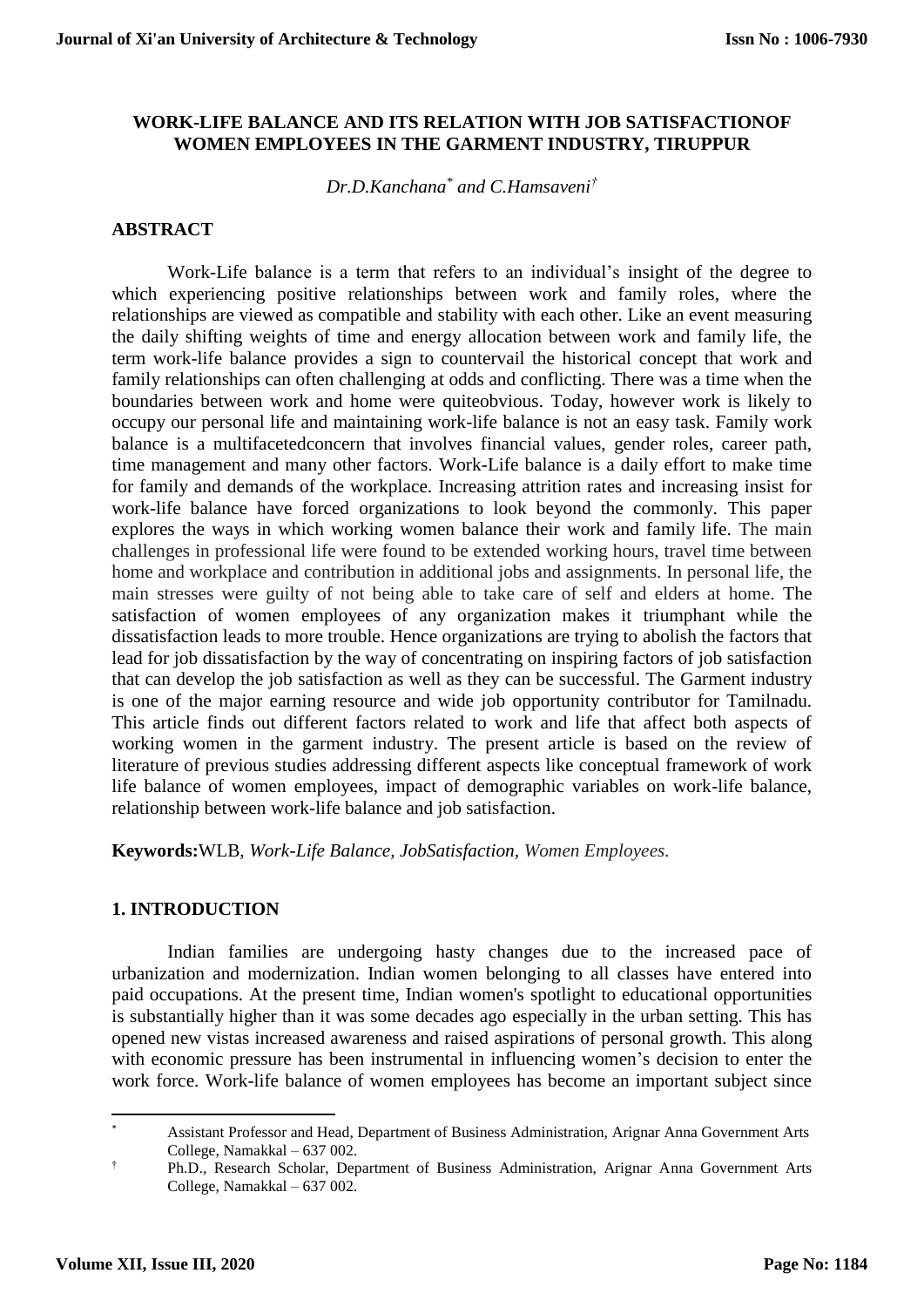# WORK-LIFE BALANCE AND ITS RELATION WITH JOB SATISFACTIONOF WOMEN EMPLOYEES IN THE GARMENT INDUSTRY, TIRUPPUR

*Dr.D.Kanchana*[*] *and C.Hamsaveni*[†]

## ABSTRACT

Work-Life balance is a term that refers to an individual's insight of the degree to which experiencing positive relationships between work and family roles, where the relationships are viewed as compatible and stability with each other. Like an event measuring the daily shifting weights of time and energy allocation between work and family life, the term work-life balance provides a sign to countervail the historical concept that work and family relationships can often challenging at odds and conflicting. There was a time when the boundaries between work and home were quiteobvious. Today, however work is likely to occupy our personal life and maintaining work-life balance is not an easy task. Family work balance is a multifacetedconcern that involves financial values, gender roles, career path, time management and many other factors. Work-Life balance is a daily effort to make time for family and demands of the workplace. Increasing attrition rates and increasing insist for work-life balance have forced organizations to look beyond the commonly. This paper explores the ways in which working women balance their work and family life. The main challenges in professional life were found to be extended working hours, travel time between home and workplace and contribution in additional jobs and assignments. In personal life, the main stresses were guilty of not being able to take care of self and elders at home. The satisfaction of women employees of any organization makes it triumphant while the dissatisfaction leads to more trouble. Hence organizations are trying to abolish the factors that lead for job dissatisfaction by the way of concentrating on inspiring factors of job satisfaction that can develop the job satisfaction as well as they can be successful. The Garment industry is one of the major earning resource and wide job opportunity contributor for Tamilnadu. This article finds out different factors related to work and life that affect both aspects of working women in the garment industry. The present article is based on the review of literature of previous studies addressing different aspects like conceptual framework of work life balance of women employees, impact of demographic variables on work-life balance, relationship between work-life balance and job satisfaction.

**Keywords:**WLB, *Work-Life Balance, JobSatisfaction, Women Employees.*

## 1. INTRODUCTION

Indian families are undergoing hasty changes due to the increased pace of urbanization and modernization. Indian women belonging to all classes have entered into paid occupations. At the present time, Indian women's spotlight to educational opportunities is substantially higher than it was some decades ago especially in the urban setting. This has opened new vistas increased awareness and raised aspirations of personal growth. This along with economic pressure has been instrumental in influencing women's decision to enter the work force. Work-life balance of women employees has become an important subject since

---

[*] Assistant Professor and Head, Department of Business Administration, Arignar Anna Government Arts College, Namakkal – 637 002.

[†] Ph.D., Research Scholar, Department of Business Administration, Arignar Anna Government Arts College, Namakkal – 637 002.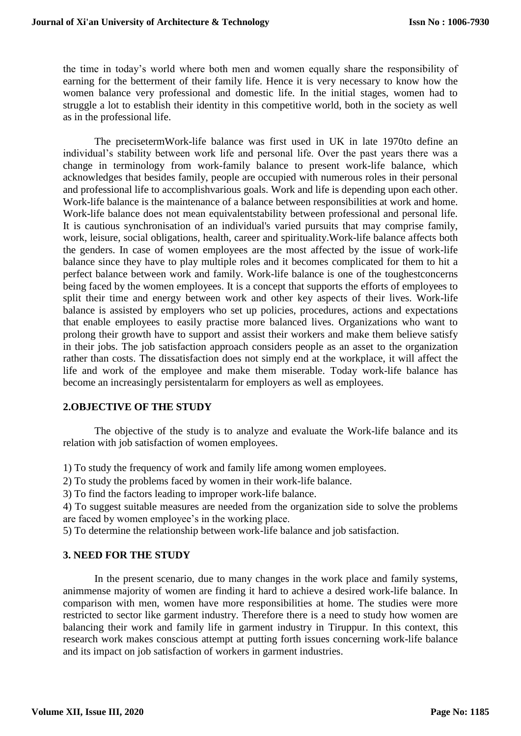the time in today's world where both men and women equally share the responsibility of earning for the betterment of their family life. Hence it is very necessary to know how the women balance very professional and domestic life. In the initial stages, women had to struggle a lot to establish their identity in this competitive world, both in the society as well as in the professional life.

The precisetermWork-life balance was first used in UK in late 1970to define an individual's stability between work life and personal life. Over the past years there was a change in terminology from work-family balance to present work-life balance, which acknowledges that besides family, people are occupied with numerous roles in their personal and professional life to accomplishvarious goals. Work and life is depending upon each other. Work-life balance is the maintenance of a balance between responsibilities at work and home. Work-life balance does not mean equivalentstability between professional and personal life. It is cautious synchronisation of an individual's varied pursuits that may comprise family, work, leisure, social obligations, health, career and spirituality.Work-life balance affects both the genders. In case of women employees are the most affected by the issue of work-life balance since they have to play multiple roles and it becomes complicated for them to hit a perfect balance between work and family. Work-life balance is one of the toughestconcerns being faced by the women employees. It is a concept that supports the efforts of employees to split their time and energy between work and other key aspects of their lives. Work-life balance is assisted by employers who set up policies, procedures, actions and expectations that enable employees to easily practise more balanced lives. Organizations who want to prolong their growth have to support and assist their workers and make them believe satisfy in their jobs. The job satisfaction approach considers people as an asset to the organization rather than costs. The dissatisfaction does not simply end at the workplace, it will affect the life and work of the employee and make them miserable. Today work-life balance has become an increasingly persistentalarm for employers as well as employees.

## 2.OBJECTIVE OF THE STUDY

The objective of the study is to analyze and evaluate the Work-life balance and its relation with job satisfaction of women employees.

1) To study the frequency of work and family life among women employees.

2) To study the problems faced by women in their work-life balance.

3) To find the factors leading to improper work-life balance.

4) To suggest suitable measures are needed from the organization side to solve the problems are faced by women employee's in the working place.

5) To determine the relationship between work-life balance and job satisfaction.

## 3. NEED FOR THE STUDY

In the present scenario, due to many changes in the work place and family systems, animmense majority of women are finding it hard to achieve a desired work-life balance. In comparison with men, women have more responsibilities at home. The studies were more restricted to sector like garment industry. Therefore there is a need to study how women are balancing their work and family life in garment industry in Tiruppur. In this context, this research work makes conscious attempt at putting forth issues concerning work-life balance and its impact on job satisfaction of workers in garment industries.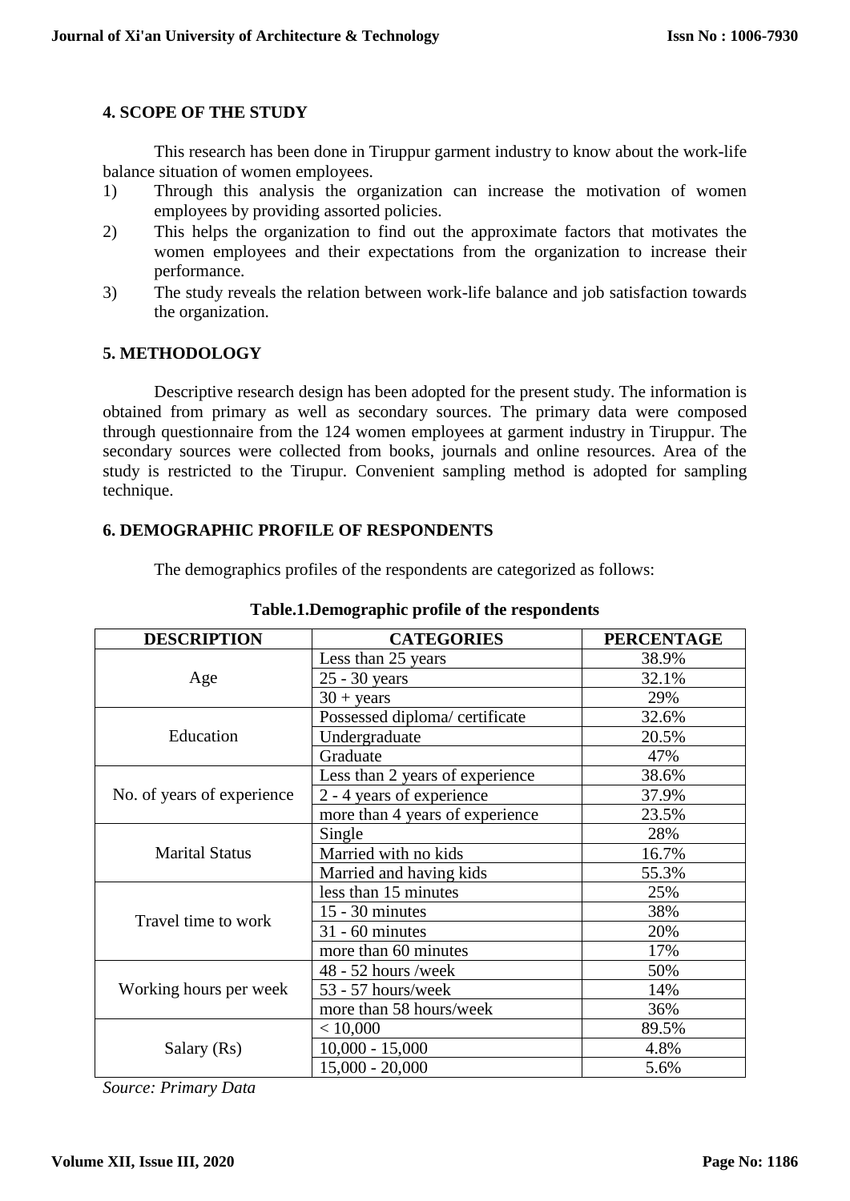## 4. SCOPE OF THE STUDY

This research has been done in Tiruppur garment industry to know about the work-life balance situation of women employees.

1) Through this analysis the organization can increase the motivation of women employees by providing assorted policies.
2) This helps the organization to find out the approximate factors that motivates the women employees and their expectations from the organization to increase their performance.
3) The study reveals the relation between work-life balance and job satisfaction towards the organization.

## 5. METHODOLOGY

Descriptive research design has been adopted for the present study. The information is obtained from primary as well as secondary sources. The primary data were composed through questionnaire from the 124 women employees at garment industry in Tiruppur. The secondary sources were collected from books, journals and online resources. Area of the study is restricted to the Tirupur. Convenient sampling method is adopted for sampling technique.

## 6. DEMOGRAPHIC PROFILE OF RESPONDENTS

The demographics profiles of the respondents are categorized as follows:

**Table.1.Demographic profile of the respondents**

| DESCRIPTION | CATEGORIES | PERCENTAGE |
|---|---|---|
| Age | Less than 25 years | 38.9% |
| | 25 - 30 years | 32.1% |
| | 30 + years | 29% |
| Education | Possessed diploma/ certificate | 32.6% |
| | Undergraduate | 20.5% |
| | Graduate | 47% |
| No. of years of experience | Less than 2 years of experience | 38.6% |
| | 2 - 4 years of experience | 37.9% |
| | more than 4 years of experience | 23.5% |
| Marital Status | Single | 28% |
| | Married with no kids | 16.7% |
| | Married and having kids | 55.3% |
| Travel time to work | less than 15 minutes | 25% |
| | 15 - 30 minutes | 38% |
| | 31 - 60 minutes | 20% |
| | more than 60 minutes | 17% |
| Working hours per week | 48 - 52 hours /week | 50% |
| | 53 - 57 hours/week | 14% |
| | more than 58 hours/week | 36% |
| Salary (Rs) | < 10,000 | 89.5% |
| | 10,000 - 15,000 | 4.8% |
| | 15,000 - 20,000 | 5.6% |

*Source: Primary Data*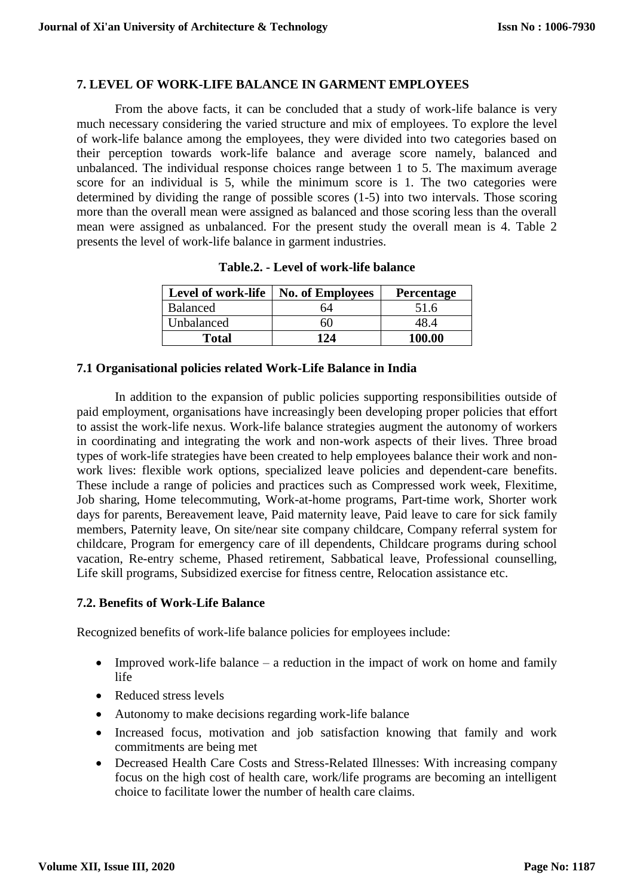## 7. LEVEL OF WORK-LIFE BALANCE IN GARMENT EMPLOYEES

From the above facts, it can be concluded that a study of work-life balance is very much necessary considering the varied structure and mix of employees. To explore the level of work-life balance among the employees, they were divided into two categories based on their perception towards work-life balance and average score namely, balanced and unbalanced. The individual response choices range between 1 to 5. The maximum average score for an individual is 5, while the minimum score is 1. The two categories were determined by dividing the range of possible scores (1-5) into two intervals. Those scoring more than the overall mean were assigned as balanced and those scoring less than the overall mean were assigned as unbalanced. For the present study the overall mean is 4. Table 2 presents the level of work-life balance in garment industries.

**Table.2. - Level of work-life balance**

| Level of work-life | No. of Employees | Percentage |
|---|---|---|
| Balanced | 64 | 51.6 |
| Unbalanced | 60 | 48.4 |
| **Total** | **124** | **100.00** |

### 7.1 Organisational policies related Work-Life Balance in India

In addition to the expansion of public policies supporting responsibilities outside of paid employment, organisations have increasingly been developing proper policies that effort to assist the work-life nexus. Work-life balance strategies augment the autonomy of workers in coordinating and integrating the work and non-work aspects of their lives. Three broad types of work-life strategies have been created to help employees balance their work and non-work lives: flexible work options, specialized leave policies and dependent-care benefits. These include a range of policies and practices such as Compressed work week, Flexitime, Job sharing, Home telecommuting, Work-at-home programs, Part-time work, Shorter work days for parents, Bereavement leave, Paid maternity leave, Paid leave to care for sick family members, Paternity leave, On site/near site company childcare, Company referral system for childcare, Program for emergency care of ill dependents, Childcare programs during school vacation, Re-entry scheme, Phased retirement, Sabbatical leave, Professional counselling, Life skill programs, Subsidized exercise for fitness centre, Relocation assistance etc.

### 7.2. Benefits of Work-Life Balance

Recognized benefits of work-life balance policies for employees include:

- Improved work-life balance – a reduction in the impact of work on home and family life
- Reduced stress levels
- Autonomy to make decisions regarding work-life balance
- Increased focus, motivation and job satisfaction knowing that family and work commitments are being met
- Decreased Health Care Costs and Stress-Related Illnesses: With increasing company focus on the high cost of health care, work/life programs are becoming an intelligent choice to facilitate lower the number of health care claims.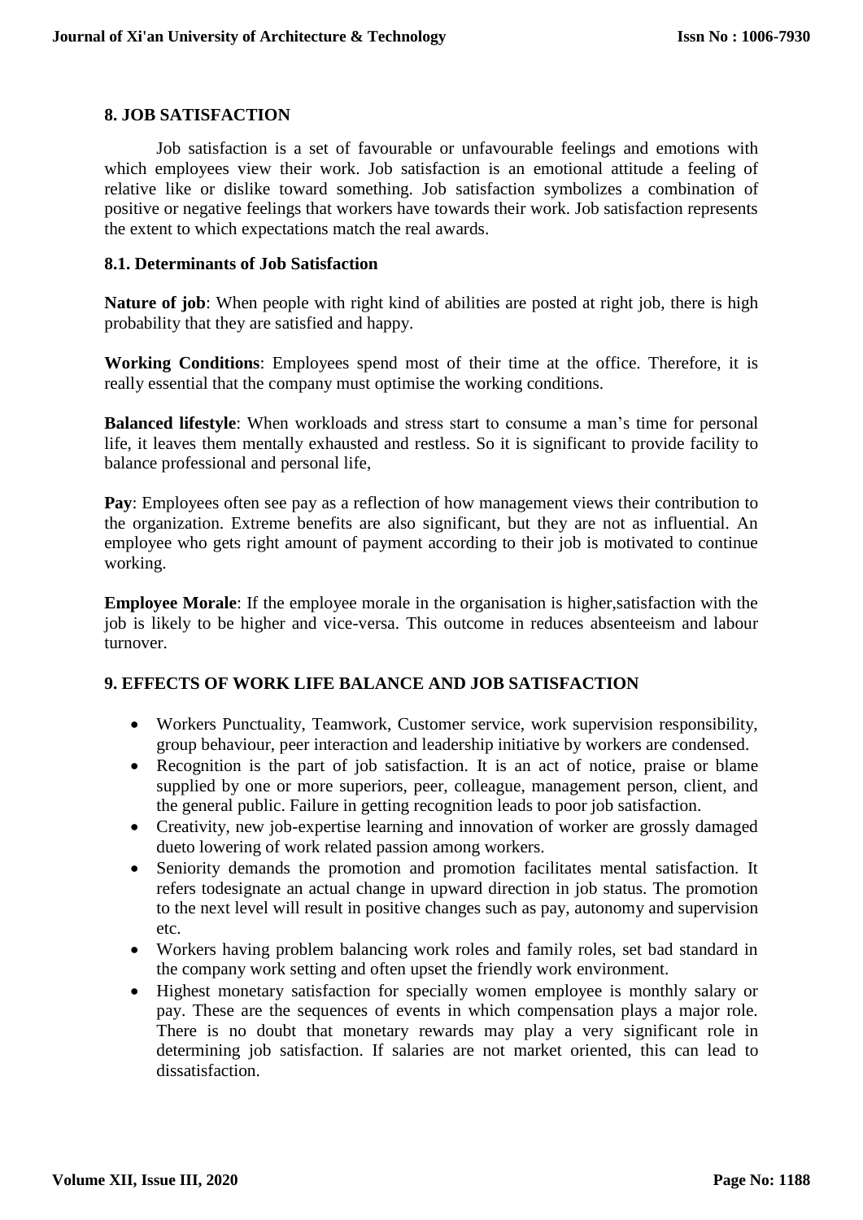## 8. JOB SATISFACTION

Job satisfaction is a set of favourable or unfavourable feelings and emotions with which employees view their work. Job satisfaction is an emotional attitude a feeling of relative like or dislike toward something. Job satisfaction symbolizes a combination of positive or negative feelings that workers have towards their work. Job satisfaction represents the extent to which expectations match the real awards.

### 8.1. Determinants of Job Satisfaction

**Nature of job**: When people with right kind of abilities are posted at right job, there is high probability that they are satisfied and happy.

**Working Conditions**: Employees spend most of their time at the office. Therefore, it is really essential that the company must optimise the working conditions.

**Balanced lifestyle**: When workloads and stress start to consume a man's time for personal life, it leaves them mentally exhausted and restless. So it is significant to provide facility to balance professional and personal life,

**Pay**: Employees often see pay as a reflection of how management views their contribution to the organization. Extreme benefits are also significant, but they are not as influential. An employee who gets right amount of payment according to their job is motivated to continue working.

**Employee Morale**: If the employee morale in the organisation is higher,satisfaction with the job is likely to be higher and vice-versa. This outcome in reduces absenteeism and labour turnover.

## 9. EFFECTS OF WORK LIFE BALANCE AND JOB SATISFACTION

- Workers Punctuality, Teamwork, Customer service, work supervision responsibility, group behaviour, peer interaction and leadership initiative by workers are condensed.
- Recognition is the part of job satisfaction. It is an act of notice, praise or blame supplied by one or more superiors, peer, colleague, management person, client, and the general public. Failure in getting recognition leads to poor job satisfaction.
- Creativity, new job-expertise learning and innovation of worker are grossly damaged dueto lowering of work related passion among workers.
- Seniority demands the promotion and promotion facilitates mental satisfaction. It refers todesignate an actual change in upward direction in job status. The promotion to the next level will result in positive changes such as pay, autonomy and supervision etc.
- Workers having problem balancing work roles and family roles, set bad standard in the company work setting and often upset the friendly work environment.
- Highest monetary satisfaction for specially women employee is monthly salary or pay. These are the sequences of events in which compensation plays a major role. There is no doubt that monetary rewards may play a very significant role in determining job satisfaction. If salaries are not market oriented, this can lead to dissatisfaction.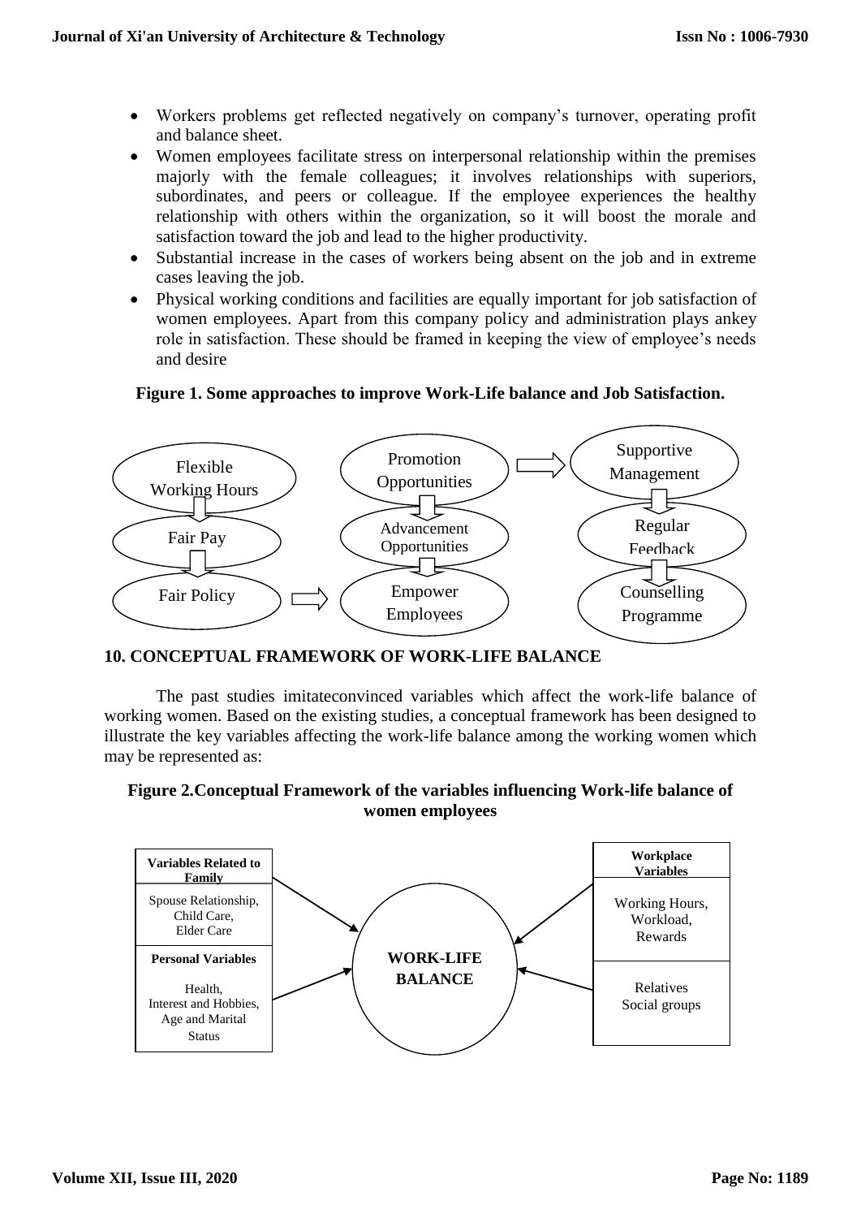- Workers problems get reflected negatively on company's turnover, operating profit and balance sheet.
- Women employees facilitate stress on interpersonal relationship within the premises majorly with the female colleagues; it involves relationships with superiors, subordinates, and peers or colleague. If the employee experiences the healthy relationship with others within the organization, so it will boost the morale and satisfaction toward the job and lead to the higher productivity.
- Substantial increase in the cases of workers being absent on the job and in extreme cases leaving the job.
- Physical working conditions and facilities are equally important for job satisfaction of women employees. Apart from this company policy and administration plays ankey role in satisfaction. These should be framed in keeping the view of employee's needs and desire

**Figure 1. Some approaches to improve Work-Life balance and Job Satisfaction.**

Flexible Working Hours → Fair Pay → Fair Policy → Empower Employees → Advancement Opportunities → Promotion Opportunities → Supportive Management → Regular Feedback → Counselling Programme

## 10. CONCEPTUAL FRAMEWORK OF WORK-LIFE BALANCE

The past studies imitateconvinced variables which affect the work-life balance of working women. Based on the existing studies, a conceptual framework has been designed to illustrate the key variables affecting the work-life balance among the working women which may be represented as:

**Figure 2.Conceptual Framework of the variables influencing Work-life balance of women employees**

- **Variables Related to Family**: Spouse Relationship, Child Care, Elder Care → WORK-LIFE BALANCE
- **Personal Variables**: Health, Interest and Hobbies, Age and Marital Status → WORK-LIFE BALANCE
- **Workplace Variables**: Working Hours, Workload, Rewards → WORK-LIFE BALANCE
- Relatives, Social groups → WORK-LIFE BALANCE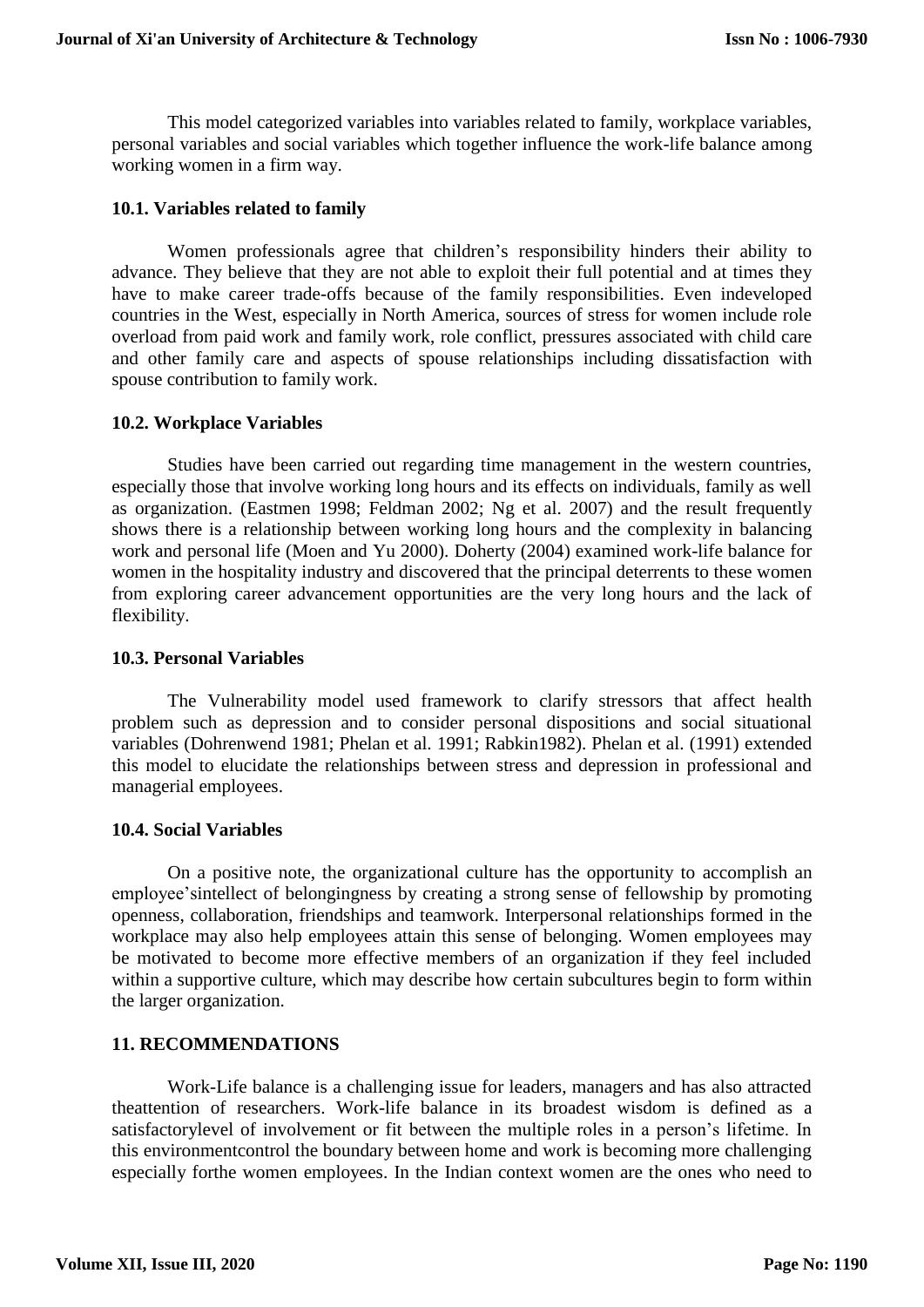This model categorized variables into variables related to family, workplace variables, personal variables and social variables which together influence the work-life balance among working women in a firm way.

### 10.1. Variables related to family

Women professionals agree that children's responsibility hinders their ability to advance. They believe that they are not able to exploit their full potential and at times they have to make career trade-offs because of the family responsibilities. Even indeveloped countries in the West, especially in North America, sources of stress for women include role overload from paid work and family work, role conflict, pressures associated with child care and other family care and aspects of spouse relationships including dissatisfaction with spouse contribution to family work.

### 10.2. Workplace Variables

Studies have been carried out regarding time management in the western countries, especially those that involve working long hours and its effects on individuals, family as well as organization. (Eastmen 1998; Feldman 2002; Ng et al. 2007) and the result frequently shows there is a relationship between working long hours and the complexity in balancing work and personal life (Moen and Yu 2000). Doherty (2004) examined work-life balance for women in the hospitality industry and discovered that the principal deterrents to these women from exploring career advancement opportunities are the very long hours and the lack of flexibility.

### 10.3. Personal Variables

The Vulnerability model used framework to clarify stressors that affect health problem such as depression and to consider personal dispositions and social situational variables (Dohrenwend 1981; Phelan et al. 1991; Rabkin1982). Phelan et al. (1991) extended this model to elucidate the relationships between stress and depression in professional and managerial employees.

### 10.4. Social Variables

On a positive note, the organizational culture has the opportunity to accomplish an employee'sintellect of belongingness by creating a strong sense of fellowship by promoting openness, collaboration, friendships and teamwork. Interpersonal relationships formed in the workplace may also help employees attain this sense of belonging. Women employees may be motivated to become more effective members of an organization if they feel included within a supportive culture, which may describe how certain subcultures begin to form within the larger organization.

## 11. RECOMMENDATIONS

Work-Life balance is a challenging issue for leaders, managers and has also attracted theattention of researchers. Work-life balance in its broadest wisdom is defined as a satisfactorylevel of involvement or fit between the multiple roles in a person's lifetime. In this environmentcontrol the boundary between home and work is becoming more challenging especially forthe women employees. In the Indian context women are the ones who need to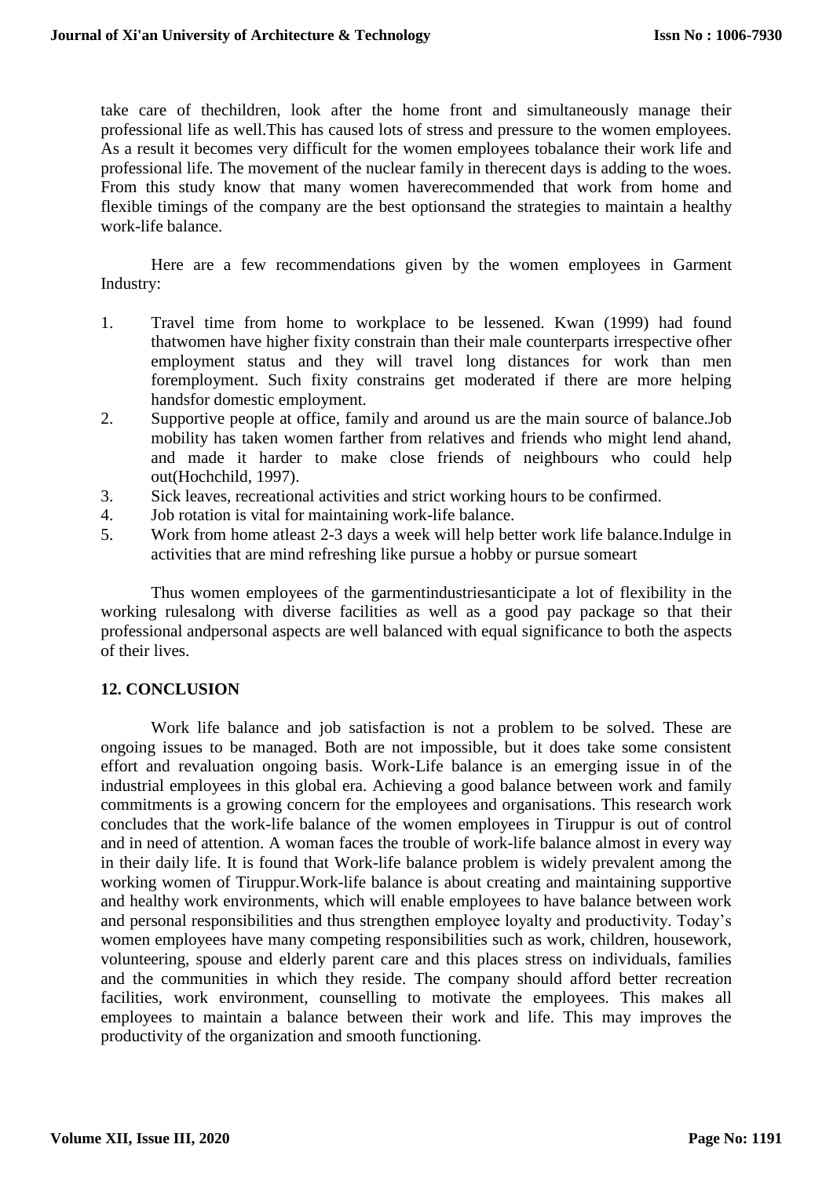take care of thechildren, look after the home front and simultaneously manage their professional life as well.This has caused lots of stress and pressure to the women employees. As a result it becomes very difficult for the women employees tobalance their work life and professional life. The movement of the nuclear family in therecent days is adding to the woes. From this study know that many women haverecommended that work from home and flexible timings of the company are the best optionsand the strategies to maintain a healthy work-life balance.

Here are a few recommendations given by the women employees in Garment Industry:

1. Travel time from home to workplace to be lessened. Kwan (1999) had found thatwomen have higher fixity constrain than their male counterparts irrespective ofher employment status and they will travel long distances for work than men foremployment. Such fixity constrains get moderated if there are more helping handsfor domestic employment.
2. Supportive people at office, family and around us are the main source of balance.Job mobility has taken women farther from relatives and friends who might lend ahand, and made it harder to make close friends of neighbours who could help out(Hochchild, 1997).
3. Sick leaves, recreational activities and strict working hours to be confirmed.
4. Job rotation is vital for maintaining work-life balance.
5. Work from home atleast 2-3 days a week will help better work life balance.Indulge in activities that are mind refreshing like pursue a hobby or pursue someart

Thus women employees of the garmentindustriesanticipate a lot of flexibility in the working rulesalong with diverse facilities as well as a good pay package so that their professional andpersonal aspects are well balanced with equal significance to both the aspects of their lives.

## 12. CONCLUSION

Work life balance and job satisfaction is not a problem to be solved. These are ongoing issues to be managed. Both are not impossible, but it does take some consistent effort and revaluation ongoing basis. Work-Life balance is an emerging issue in of the industrial employees in this global era. Achieving a good balance between work and family commitments is a growing concern for the employees and organisations. This research work concludes that the work-life balance of the women employees in Tiruppur is out of control and in need of attention. A woman faces the trouble of work-life balance almost in every way in their daily life. It is found that Work-life balance problem is widely prevalent among the working women of Tiruppur.Work-life balance is about creating and maintaining supportive and healthy work environments, which will enable employees to have balance between work and personal responsibilities and thus strengthen employee loyalty and productivity. Today's women employees have many competing responsibilities such as work, children, housework, volunteering, spouse and elderly parent care and this places stress on individuals, families and the communities in which they reside. The company should afford better recreation facilities, work environment, counselling to motivate the employees. This makes all employees to maintain a balance between their work and life. This may improves the productivity of the organization and smooth functioning.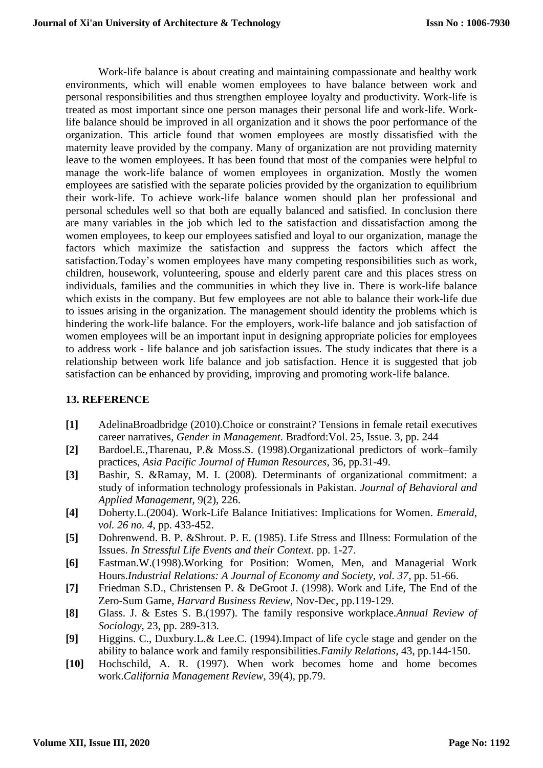Work-life balance is about creating and maintaining compassionate and healthy work environments, which will enable women employees to have balance between work and personal responsibilities and thus strengthen employee loyalty and productivity. Work-life is treated as most important since one person manages their personal life and work-life. Work-life balance should be improved in all organization and it shows the poor performance of the organization. This article found that women employees are mostly dissatisfied with the maternity leave provided by the company. Many of organization are not providing maternity leave to the women employees. It has been found that most of the companies were helpful to manage the work-life balance of women employees in organization. Mostly the women employees are satisfied with the separate policies provided by the organization to equilibrium their work-life. To achieve work-life balance women should plan her professional and personal schedules well so that both are equally balanced and satisfied. In conclusion there are many variables in the job which led to the satisfaction and dissatisfaction among the women employees, to keep our employees satisfied and loyal to our organization, manage the factors which maximize the satisfaction and suppress the factors which affect the satisfaction.Today's women employees have many competing responsibilities such as work, children, housework, volunteering, spouse and elderly parent care and this places stress on individuals, families and the communities in which they live in. There is work-life balance which exists in the company. But few employees are not able to balance their work-life due to issues arising in the organization. The management should identity the problems which is hindering the work-life balance. For the employers, work-life balance and job satisfaction of women employees will be an important input in designing appropriate policies for employees to address work - life balance and job satisfaction issues. The study indicates that there is a relationship between work life balance and job satisfaction. Hence it is suggested that job satisfaction can be enhanced by providing, improving and promoting work-life balance.

## 13. REFERENCE

**[1]** AdelinaBroadbridge (2010).Choice or constraint? Tensions in female retail executives career narratives, *Gender in Management*. Bradford:Vol. 25, Issue. 3, pp. 244

**[2]** Bardoel.E.,Tharenau, P.& Moss.S. (1998).Organizational predictors of work–family practices, *Asia Pacific Journal of Human Resources*, 36, pp.31-49.

**[3]** Bashir, S. &Ramay, M. I. (2008). Determinants of organizational commitment: a study of information technology professionals in Pakistan. *Journal of Behavioral and Applied Management*, 9(2), 226.

**[4]** Doherty.L.(2004). Work-Life Balance Initiatives: Implications for Women. *Emerald, vol. 26 no. 4*, pp. 433-452.

**[5]** Dohrenwend. B. P. &Shrout. P. E. (1985). Life Stress and Illness: Formulation of the Issues. *In Stressful Life Events and their Context*. pp. 1-27.

**[6]** Eastman.W.(1998).Working for Position: Women, Men, and Managerial Work Hours.*Industrial Relations: A Journal of Economy and Society, vol. 37*, pp. 51-66.

**[7]** Friedman S.D., Christensen P. & DeGroot J. (1998). Work and Life, The End of the Zero-Sum Game, *Harvard Business Review*, Nov-Dec, pp.119-129.

**[8]** Glass. J. & Estes S. B.(1997). The family responsive workplace.*Annual Review of Sociology*, 23, pp. 289-313.

**[9]** Higgins. C., Duxbury.L.& Lee.C. (1994).Impact of life cycle stage and gender on the ability to balance work and family responsibilities.*Family Relations*, 43, pp.144-150.

**[10]** Hochschild, A. R. (1997). When work becomes home and home becomes work.*California Management Review*, 39(4), pp.79.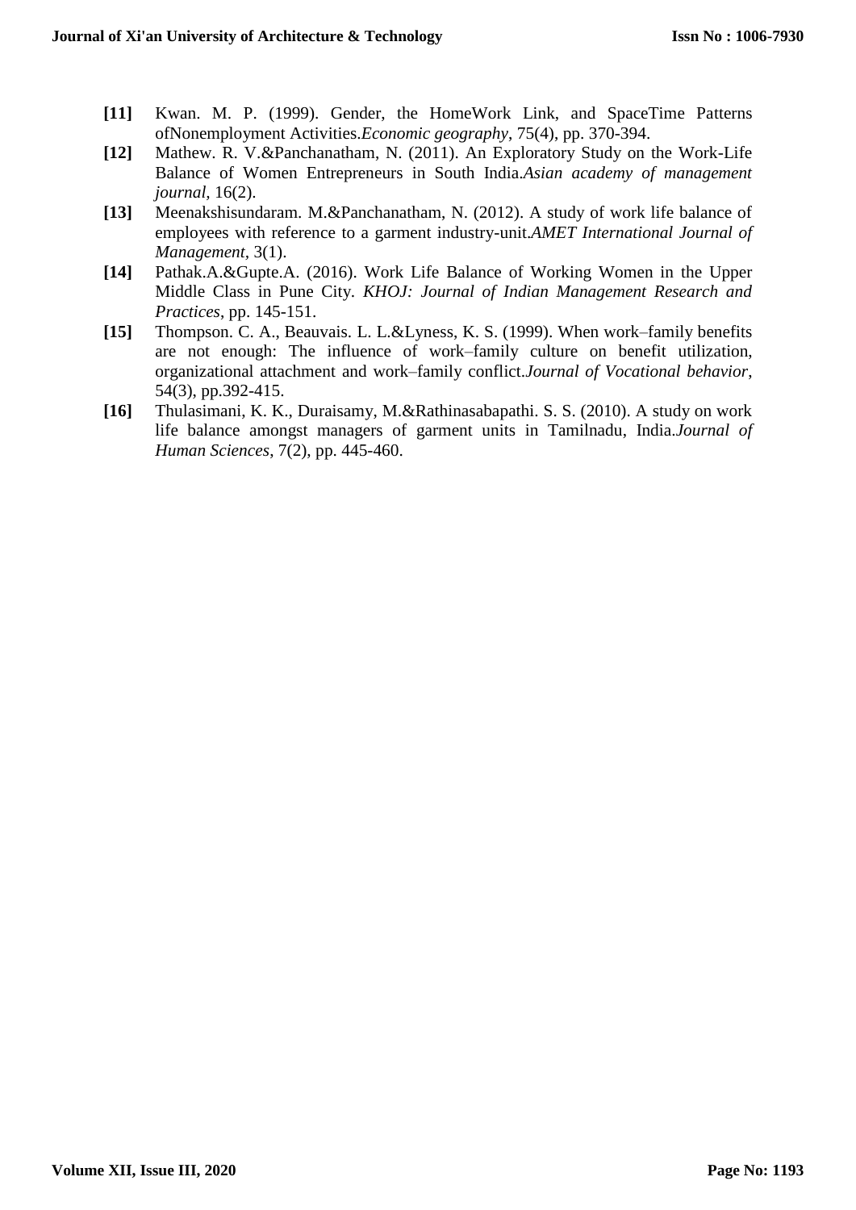**[11]** Kwan. M. P. (1999). Gender, the HomeWork Link, and SpaceTime Patterns ofNonemployment Activities.*Economic geography*, 75(4), pp. 370-394.

**[12]** Mathew. R. V.&Panchanatham, N. (2011). An Exploratory Study on the Work-Life Balance of Women Entrepreneurs in South India.*Asian academy of management journal*, 16(2).

**[13]** Meenakshisundaram. M.&Panchanatham, N. (2012). A study of work life balance of employees with reference to a garment industry-unit.*AMET International Journal of Management*, 3(1).

**[14]** Pathak.A.&Gupte.A. (2016). Work Life Balance of Working Women in the Upper Middle Class in Pune City. *KHOJ: Journal of Indian Management Research and Practices*, pp. 145-151.

**[15]** Thompson. C. A., Beauvais. L. L.&Lyness, K. S. (1999). When work–family benefits are not enough: The influence of work–family culture on benefit utilization, organizational attachment and work–family conflict.*Journal of Vocational behavior*, 54(3), pp.392-415.

**[16]** Thulasimani, K. K., Duraisamy, M.&Rathinasabapathi. S. S. (2010). A study on work life balance amongst managers of garment units in Tamilnadu, India.*Journal of Human Sciences*, 7(2), pp. 445-460.